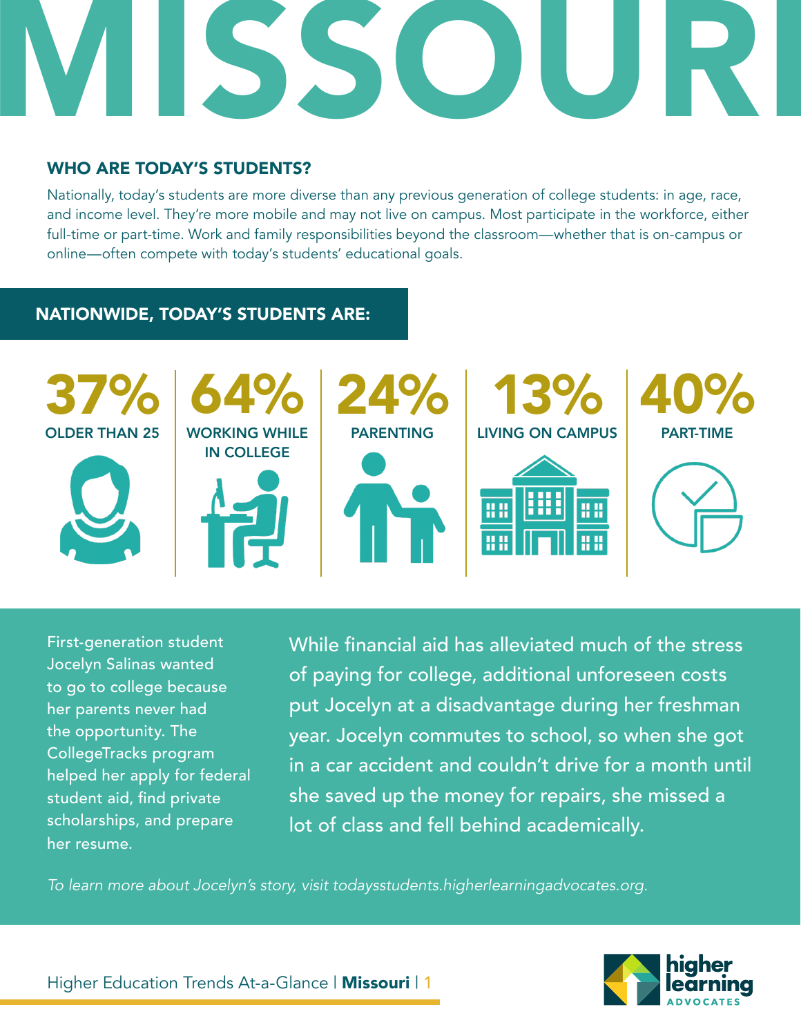# MISSOURI

## WHO ARE TODAY'S STUDENTS?

Nationally, today's students are more diverse than any previous generation of college students: in age, race, and income level. They're more mobile and may not live on campus. Most participate in the workforce, either full-time or part-time. Work and family responsibilities beyond the classroom—whether that is on-campus or online—often compete with today's students' educational goals.

### NATIONWIDE, TODAY'S STUDENTS ARE:

- **37%** OLDER THAN 25
- **64%** WORKING WHILE IN COLLEGE
- **24%** PARENTING
- **13%** LIVING ON CAMPUS
- **40%** PART-TIME

First-generation student Jocelyn Salinas wanted to go to college because her parents never had the opportunity. The CollegeTracks program helped her apply for federal student aid, find private scholarships, and prepare her resume.

While financial aid has alleviated much of the stress of paying for college, additional unforeseen costs put Jocelyn at a disadvantage during her freshman year. Jocelyn commutes to school, so when she got in a car accident and couldn't drive for a month until she saved up the money for repairs, she missed a lot of class and fell behind academically.

*To learn more about Jocelyn's story, visit todaysstudents.higherlearningadvocates.org.*

Higher Education Trends At-a-Glance | **Missouri**

higher learning ADVOCATES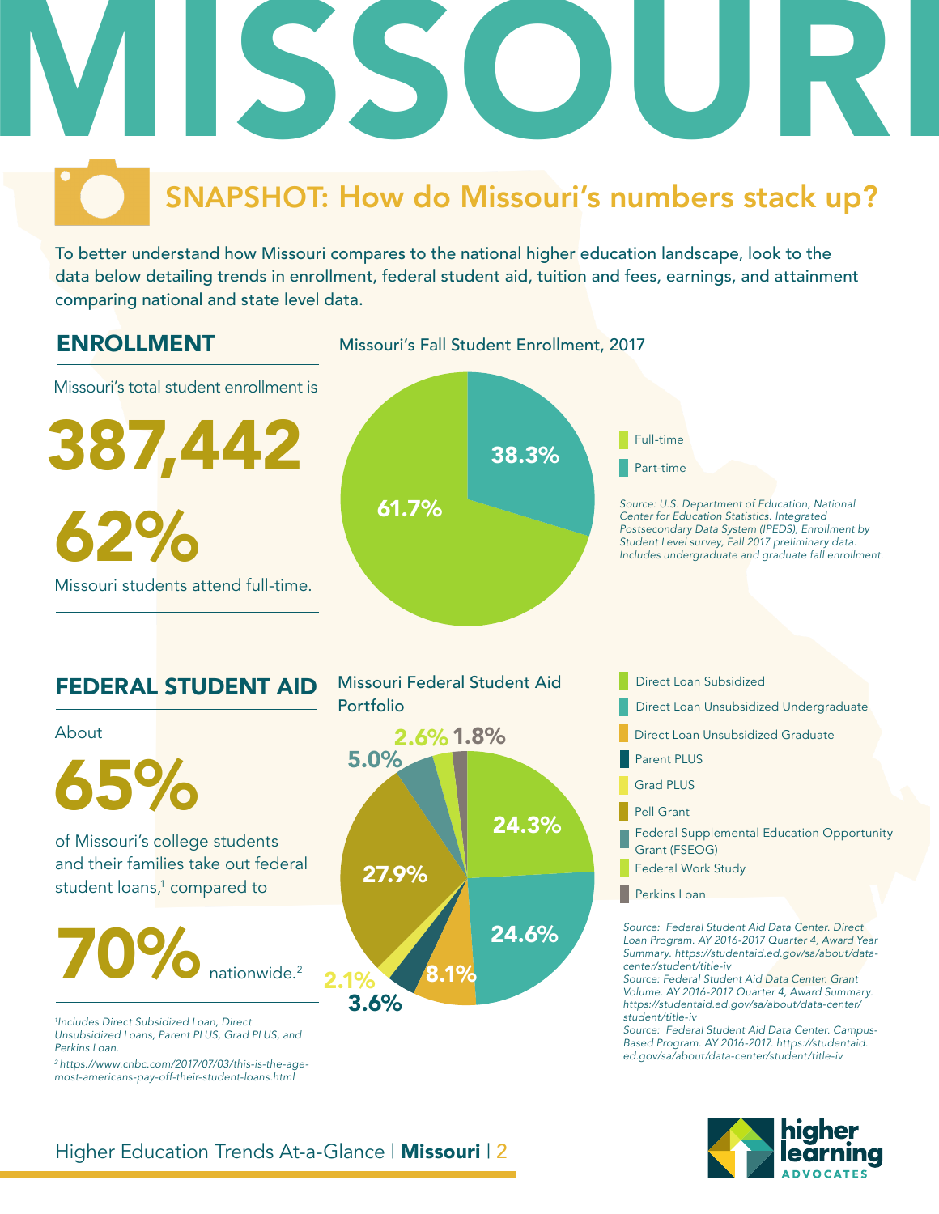# MISSOURI

## SNAPSHOT: How do Missouri's numbers stack up?

To better understand how Missouri compares to the national higher education landscape, look to the data below detailing trends in enrollment, federal student aid, tuition and fees, earnings, and attainment comparing national and state level data.

## ENROLLMENT

Missouri's total student enrollment is

**387,442**

**62%**

Missouri students attend full-time.

Missouri's Fall Student Enrollment, 2017

38.3%

61.7%

Full-time

Part-time

*Source: U.S. Department of Education, National Center for Education Statistics. Integrated Postsecondary Data System (IPEDS), Enrollment by Student Level survey, Fall 2017 preliminary data. Includes undergraduate and graduate fall enrollment.*

## FEDERAL STUDENT AID

About

**65%**

of Missouri's college students and their families take out federal student loans,[1] compared to

**70%** nationwide.[2]

*[1]Includes Direct Subsidized Loan, Direct Unsubsidized Loans, Parent PLUS, Grad PLUS, and Perkins Loan.*

*[2]https://www.cnbc.com/2017/07/03/this-is-the-age-most-americans-pay-off-their-student-loans.html*

Missouri Federal Student Aid Portfolio

2.6%

1.8%

5.0%

24.3%

27.9%

24.6%

8.1%

2.1%

3.6%

Direct Loan Subsidized

Direct Loan Unsubsidized Undergraduate

Direct Loan Unsubsidized Graduate

Parent PLUS

Grad PLUS

Pell Grant

Federal Supplemental Education Opportunity Grant (FSEOG)

Federal Work Study

Perkins Loan

*Source: Federal Student Aid Data Center. Direct Loan Program. AY 2016-2017 Quarter 4, Award Year Summary. https://studentaid.ed.gov/sa/about/data-center/student/title-iv*

*Source: Federal Student Aid Data Center. Grant Volume. AY 2016-2017 Quarter 4, Award Summary. https://studentaid.ed.gov/sa/about/data-center/student/title-iv*

*Source: Federal Student Aid Data Center. Campus-Based Program. AY 2016-2017. https://studentaid.ed.gov/sa/about/data-center/student/title-iv*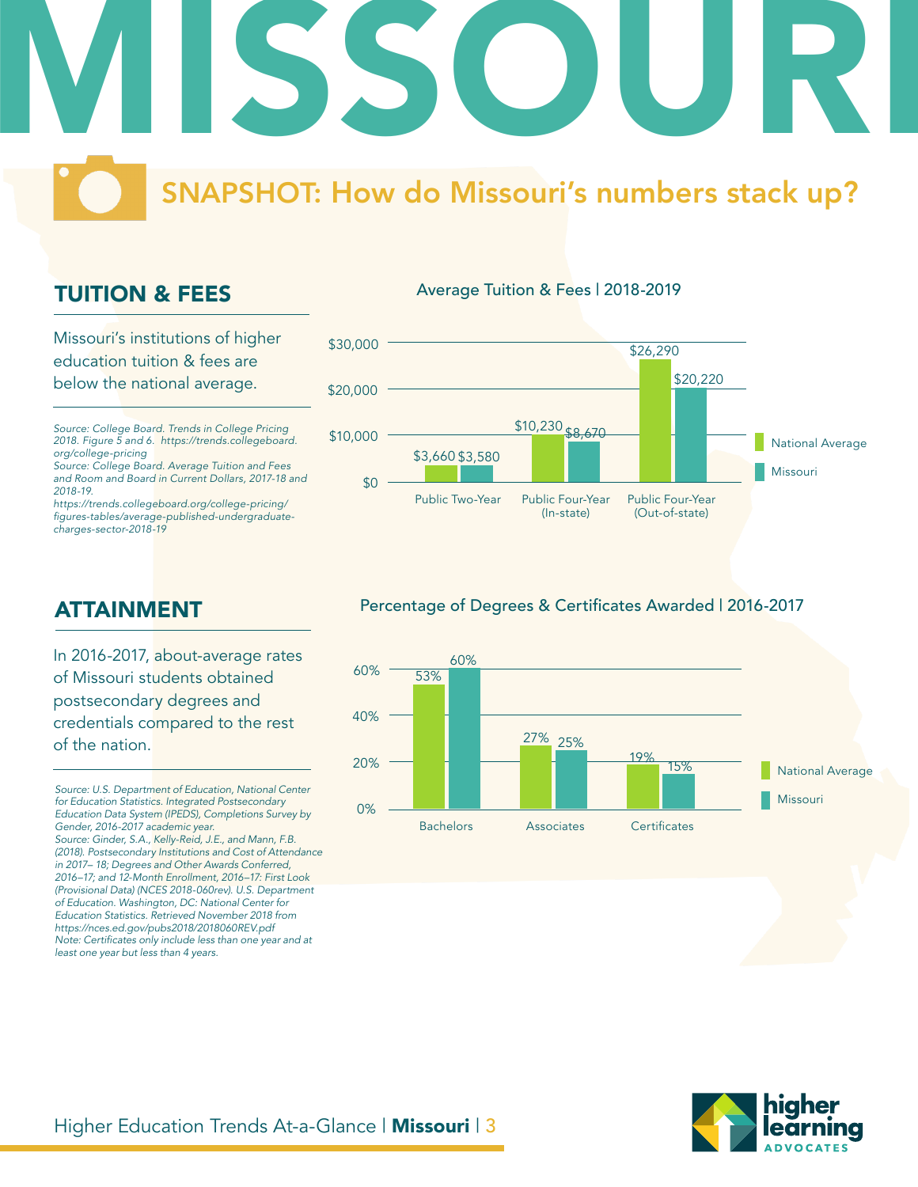# MISSOURI

## SNAPSHOT: How do Missouri's numbers stack up?

### TUITION & FEES

Missouri's institutions of higher education tuition & fees are below the national average.

*Source: College Board. Trends in College Pricing 2018. Figure 5 and 6. https://trends.collegeboard.org/college-pricing*
*Source: College Board. Average Tuition and Fees and Room and Board in Current Dollars, 2017-18 and 2018-19. https://trends.collegeboard.org/college-pricing/figures-tables/average-published-undergraduate-charges-sector-2018-19*

Average Tuition & Fees | 2018-2019

$30,000
$20,000
$10,000
$0

$3,660 $3,580
Public Two-Year

$10,230 $8,670
Public Four-Year (In-state)

$26,290 $20,220
Public Four-Year (Out-of-state)

National Average
Missouri

### ATTAINMENT

In 2016-2017, about-average rates of Missouri students obtained postsecondary degrees and credentials compared to the rest of the nation.

*Source: U.S. Department of Education, National Center for Education Statistics. Integrated Postsecondary Education Data System (IPEDS), Completions Survey by Gender, 2016-2017 academic year.*
*Source: Ginder, S.A., Kelly-Reid, J.E., and Mann, F.B. (2018). Postsecondary Institutions and Cost of Attendance in 2017– 18; Degrees and Other Awards Conferred, 2016–17; and 12-Month Enrollment, 2016–17: First Look (Provisional Data) (NCES 2018-060rev). U.S. Department of Education. Washington, DC: National Center for Education Statistics. Retrieved November 2018 from https://nces.ed.gov/pubs2018/2018060REV.pdf*
*Note: Certificates only include less than one year and at least one year but less than 4 years.*

Percentage of Degrees & Certificates Awarded | 2016-2017

60%
40%
20%
0%

53% 60%
Bachelors

27% 25%
Associates

19% 15%
Certificates

National Average
Missouri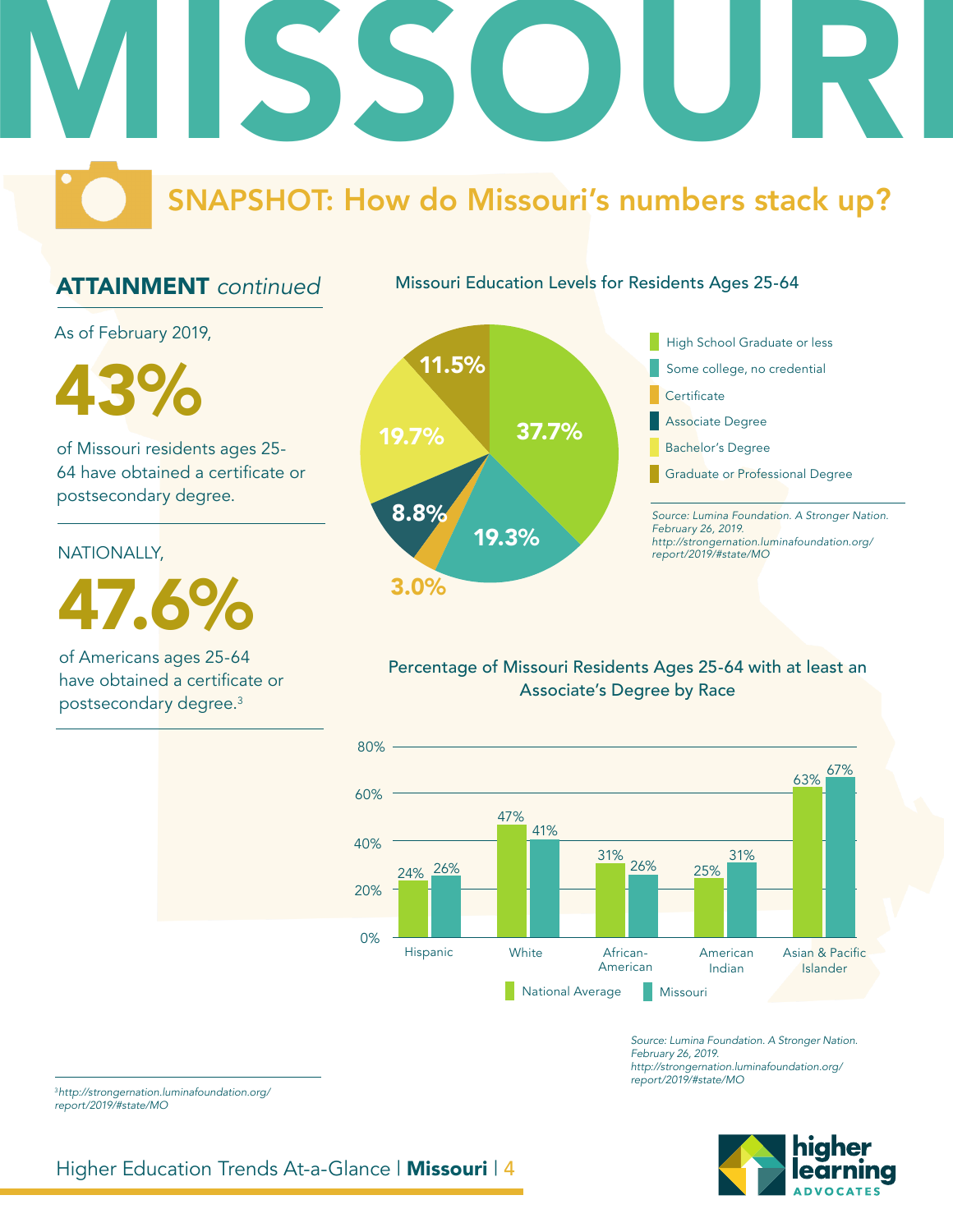# MISSOURI

## SNAPSHOT: How do Missouri's numbers stack up?

### ATTAINMENT *continued*

As of February 2019,

**43%**

of Missouri residents ages 25-64 have obtained a certificate or postsecondary degree.

NATIONALLY,

**47.6%**

of Americans ages 25-64 have obtained a certificate or postsecondary degree.[3]

Missouri Education Levels for Residents Ages 25-64

37.7%
19.3%
3.0%
8.8%
19.7%
11.5%

High School Graduate or less
Some college, no credential
Certificate
Associate Degree
Bachelor's Degree
Graduate or Professional Degree

*Source: Lumina Foundation. A Stronger Nation. February 26, 2019. http://strongernation.luminafoundation.org/report/2019/#state/MO*

Percentage of Missouri Residents Ages 25-64 with at least an Associate's Degree by Race

80%
60%
40%
20%
0%

Hispanic: 24% 26%
White: 47% 41%
African-American: 31% 26%
American Indian: 25% 31%
Asian & Pacific Islander: 63% 67%

National Average
Missouri

*Source: Lumina Foundation. A Stronger Nation. February 26, 2019. http://strongernation.luminafoundation.org/report/2019/#state/MO*

---

[3]*http://strongernation.luminafoundation.org/report/2019/#state/MO*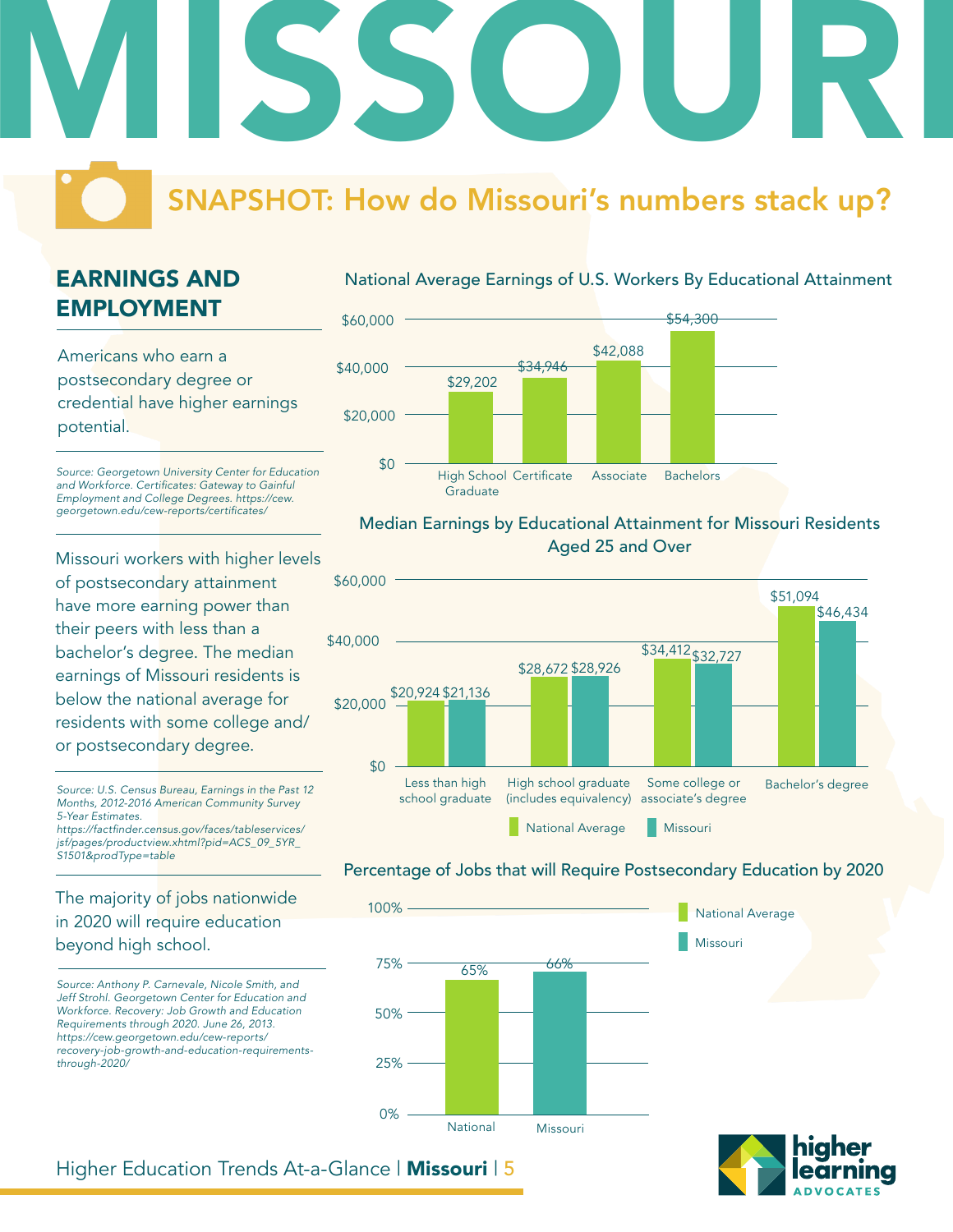# MISSOURI

## SNAPSHOT: How do Missouri's numbers stack up?

### EARNINGS AND EMPLOYMENT

Americans who earn a postsecondary degree or credential have higher earnings potential.

*Source: Georgetown University Center for Education and Workforce. Certificates: Gateway to Gainful Employment and College Degrees. https://cew.georgetown.edu/cew-reports/certificates/*

National Average Earnings of U.S. Workers By Educational Attainment

$60,000
$40,000
$20,000
$0

$29,202
$34,946
$42,088
$54,300

High School Graduate
Certificate
Associate
Bachelors

Missouri workers with higher levels of postsecondary attainment have more earning power than their peers with less than a bachelor's degree. The median earnings of Missouri residents is below the national average for residents with some college and/or postsecondary degree.

*Source: U.S. Census Bureau, Earnings in the Past 12 Months, 2012-2016 American Community Survey 5-Year Estimates. https://factfinder.census.gov/faces/tableservices/jsf/pages/productview.xhtml?pid=ACS_09_5YR_S1501&prodType=table*

Median Earnings by Educational Attainment for Missouri Residents Aged 25 and Over

$60,000
$40,000
$20,000
$0

$20,924 $21,136
$28,672 $28,926
$34,412 $32,727
$51,094 $46,434

Less than high school graduate
High school graduate (includes equivalency)
Some college or associate's degree
Bachelor's degree

National Average
Missouri

The majority of jobs nationwide in 2020 will require education beyond high school.

*Source: Anthony P. Carnevale, Nicole Smith, and Jeff Strohl. Georgetown Center for Education and Workforce. Recovery: Job Growth and Education Requirements through 2020. June 26, 2013. https://cew.georgetown.edu/cew-reports/recovery-job-growth-and-education-requirements-through-2020/*

Percentage of Jobs that will Require Postsecondary Education by 2020

100%
75%
50%
25%
0%

65%
66%

National
Missouri

National Average
Missouri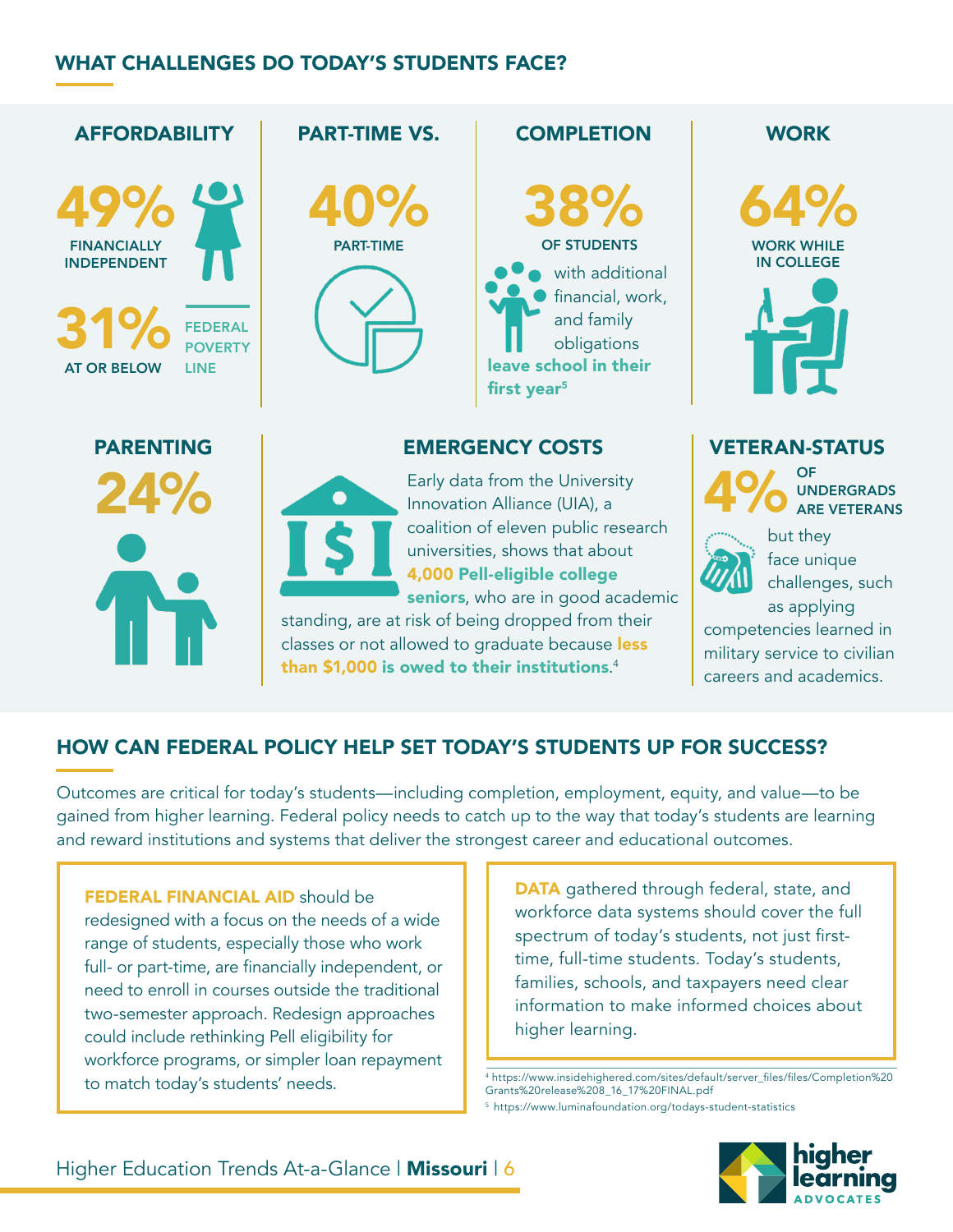## WHAT CHALLENGES DO TODAY'S STUDENTS FACE?

### AFFORDABILITY

**49%** FINANCIALLY INDEPENDENT

**31%** AT OR BELOW FEDERAL POVERTY LINE

### PART-TIME VS.

**40%** PART-TIME

### COMPLETION

**38%** OF STUDENTS with additional financial, work, and family obligations **leave school in their first year**[5]

### WORK

**64%** WORK WHILE IN COLLEGE

### PARENTING

**24%**

### EMERGENCY COSTS

Early data from the University Innovation Alliance (UIA), a coalition of eleven public research universities, shows that about **4,000 Pell-eligible college seniors**, who are in good academic standing, are at risk of being dropped from their classes or not allowed to graduate because **less than $1,000 is owed to their institutions.**[4]

### VETERAN-STATUS

**4%** OF UNDERGRADS ARE VETERANS but they face unique challenges, such as applying competencies learned in military service to civilian careers and academics.

## HOW CAN FEDERAL POLICY HELP SET TODAY'S STUDENTS UP FOR SUCCESS?

Outcomes are critical for today's students—including completion, employment, equity, and value—to be gained from higher learning. Federal policy needs to catch up to the way that today's students are learning and reward institutions and systems that deliver the strongest career and educational outcomes.

**FEDERAL FINANCIAL AID** should be redesigned with a focus on the needs of a wide range of students, especially those who work full- or part-time, are financially independent, or need to enroll in courses outside the traditional two-semester approach. Redesign approaches could include rethinking Pell eligibility for workforce programs, or simpler loan repayment to match today's students' needs.

**DATA** gathered through federal, state, and workforce data systems should cover the full spectrum of today's students, not just first-time, full-time students. Today's students, families, schools, and taxpayers need clear information to make informed choices about higher learning.

[4] https://www.insidehighered.com/sites/default/server_files/files/Completion%20Grants%20release%208_16_17%20FINAL.pdf

[5] https://www.luminafoundation.org/todays-student-statistics

Higher Education Trends At-a-Glance | **Missouri**

higher learning ADVOCATES